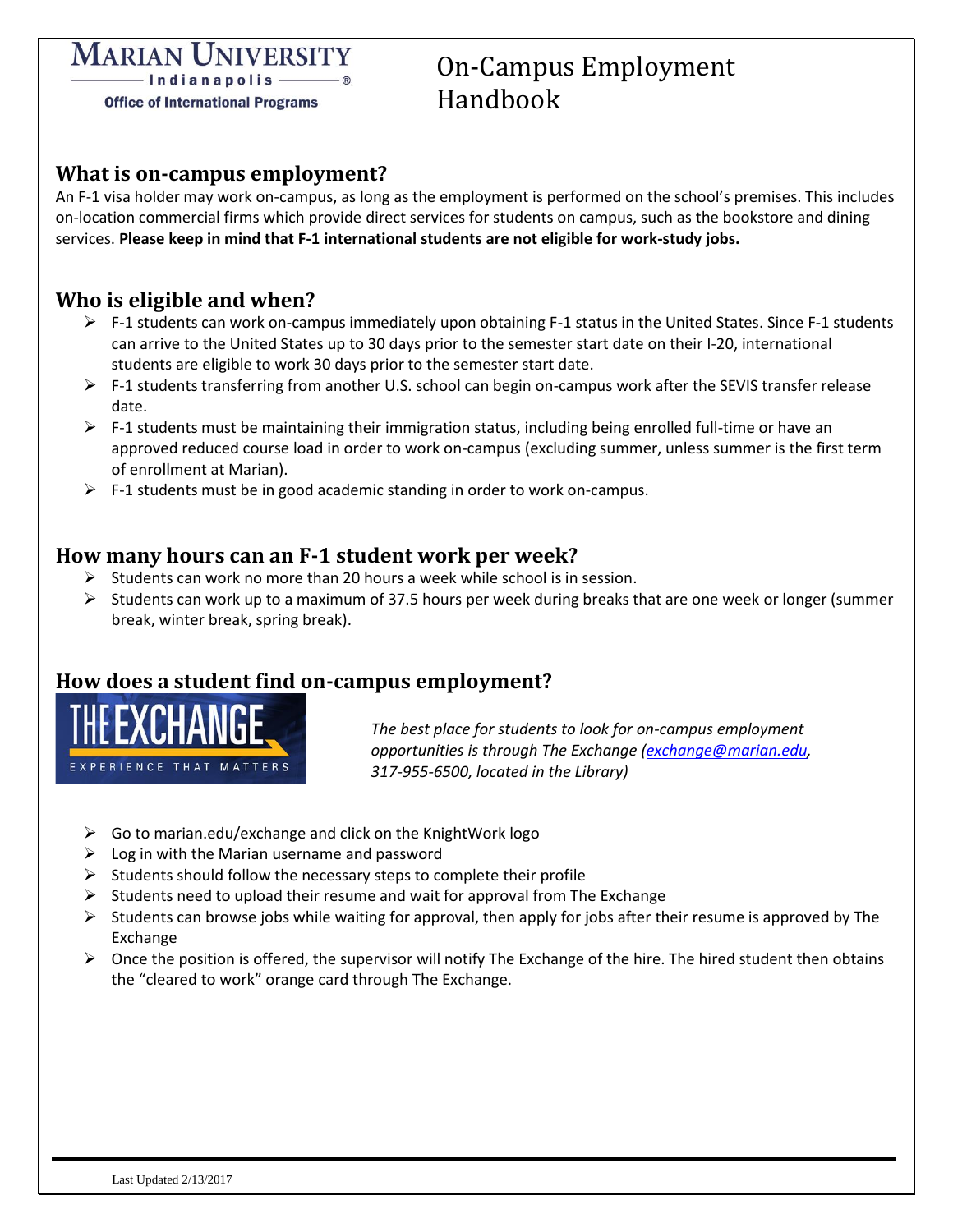**MARIAN UNIVERSITY**
**Indianapolis**
**Office of International Programs**

# On-Campus Employment Handbook

## What is on-campus employment?

An F-1 visa holder may work on-campus, as long as the employment is performed on the school's premises. This includes on-location commercial firms which provide direct services for students on campus, such as the bookstore and dining services. **Please keep in mind that F-1 international students are not eligible for work-study jobs.**

## Who is eligible and when?

- F-1 students can work on-campus immediately upon obtaining F-1 status in the United States. Since F-1 students can arrive to the United States up to 30 days prior to the semester start date on their I-20, international students are eligible to work 30 days prior to the semester start date.
- F-1 students transferring from another U.S. school can begin on-campus work after the SEVIS transfer release date.
- F-1 students must be maintaining their immigration status, including being enrolled full-time or have an approved reduced course load in order to work on-campus (excluding summer, unless summer is the first term of enrollment at Marian).
- F-1 students must be in good academic standing in order to work on-campus.

## How many hours can an F-1 student work per week?

- Students can work no more than 20 hours a week while school is in session.
- Students can work up to a maximum of 37.5 hours per week during breaks that are one week or longer (summer break, winter break, spring break).

## How does a student find on-campus employment?

THE EXCHANGE
EXPERIENCE THAT MATTERS

*The best place for students to look for on-campus employment opportunities is through The Exchange (exchange@marian.edu, 317-955-6500, located in the Library)*

- Go to marian.edu/exchange and click on the KnightWork logo
- Log in with the Marian username and password
- Students should follow the necessary steps to complete their profile
- Students need to upload their resume and wait for approval from The Exchange
- Students can browse jobs while waiting for approval, then apply for jobs after their resume is approved by The Exchange
- Once the position is offered, the supervisor will notify The Exchange of the hire. The hired student then obtains the "cleared to work" orange card through The Exchange.

Last Updated 2/13/2017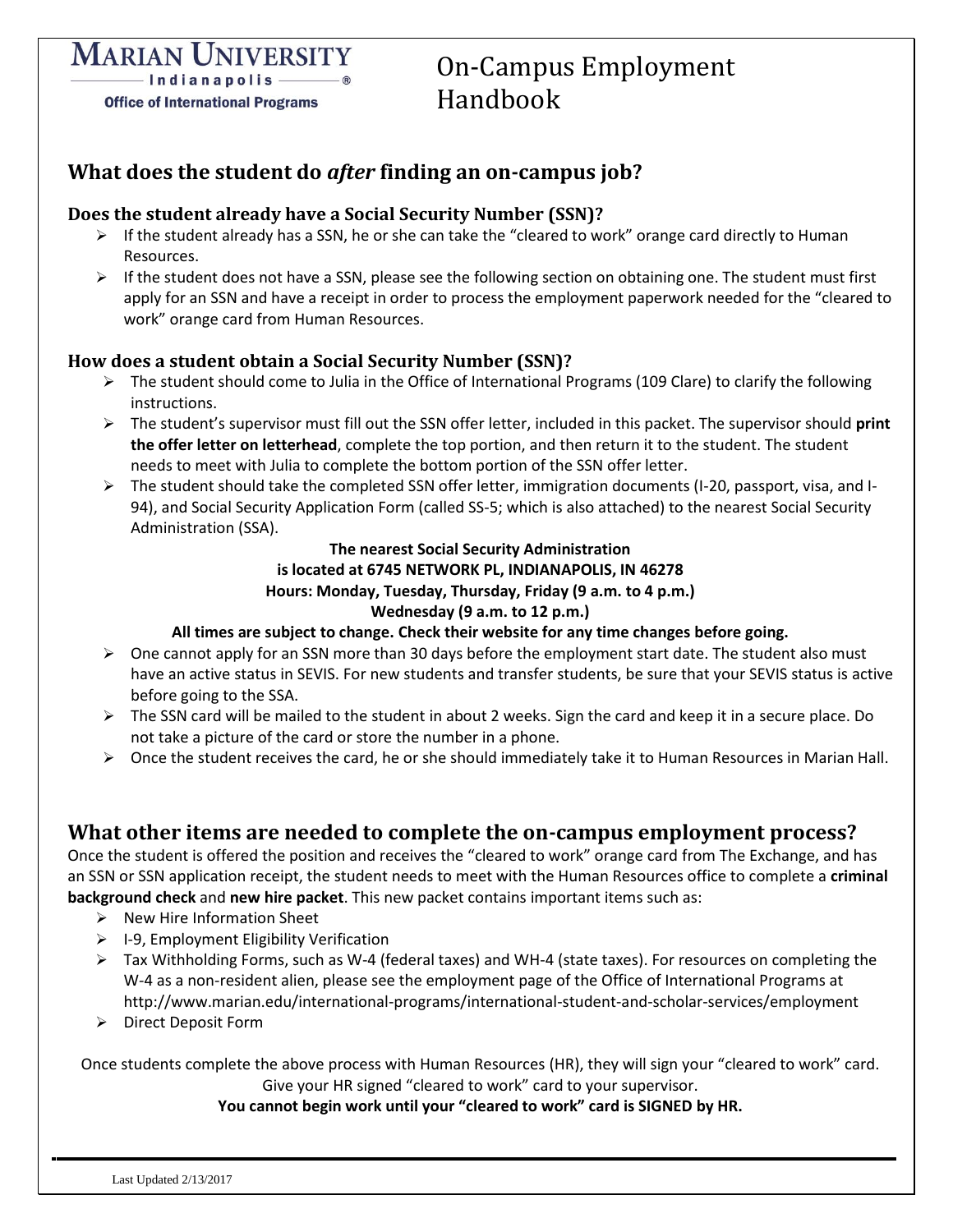**MARIAN UNIVERSITY**
Indianapolis
**Office of International Programs**

# On-Campus Employment Handbook

## What does the student do *after* finding an on-campus job?

### Does the student already have a Social Security Number (SSN)?

- If the student already has a SSN, he or she can take the "cleared to work" orange card directly to Human Resources.
- If the student does not have a SSN, please see the following section on obtaining one. The student must first apply for an SSN and have a receipt in order to process the employment paperwork needed for the "cleared to work" orange card from Human Resources.

### How does a student obtain a Social Security Number (SSN)?

- The student should come to Julia in the Office of International Programs (109 Clare) to clarify the following instructions.
- The student's supervisor must fill out the SSN offer letter, included in this packet. The supervisor should **print the offer letter on letterhead**, complete the top portion, and then return it to the student. The student needs to meet with Julia to complete the bottom portion of the SSN offer letter.
- The student should take the completed SSN offer letter, immigration documents (I-20, passport, visa, and I-94), and Social Security Application Form (called SS-5; which is also attached) to the nearest Social Security Administration (SSA).

**The nearest Social Security Administration**
**is located at 6745 NETWORK PL, INDIANAPOLIS, IN 46278**
**Hours: Monday, Tuesday, Thursday, Friday (9 a.m. to 4 p.m.)**
**Wednesday (9 a.m. to 12 p.m.)**
**All times are subject to change. Check their website for any time changes before going.**

- One cannot apply for an SSN more than 30 days before the employment start date. The student also must have an active status in SEVIS. For new students and transfer students, be sure that your SEVIS status is active before going to the SSA.
- The SSN card will be mailed to the student in about 2 weeks. Sign the card and keep it in a secure place. Do not take a picture of the card or store the number in a phone.
- Once the student receives the card, he or she should immediately take it to Human Resources in Marian Hall.

## What other items are needed to complete the on-campus employment process?

Once the student is offered the position and receives the "cleared to work" orange card from The Exchange, and has an SSN or SSN application receipt, the student needs to meet with the Human Resources office to complete a **criminal background check** and **new hire packet**. This new packet contains important items such as:

- New Hire Information Sheet
- I-9, Employment Eligibility Verification
- Tax Withholding Forms, such as W-4 (federal taxes) and WH-4 (state taxes). For resources on completing the W-4 as a non-resident alien, please see the employment page of the Office of International Programs at http://www.marian.edu/international-programs/international-student-and-scholar-services/employment
- Direct Deposit Form

Once students complete the above process with Human Resources (HR), they will sign your "cleared to work" card. Give your HR signed "cleared to work" card to your supervisor.

**You cannot begin work until your "cleared to work" card is SIGNED by HR.**

Last Updated 2/13/2017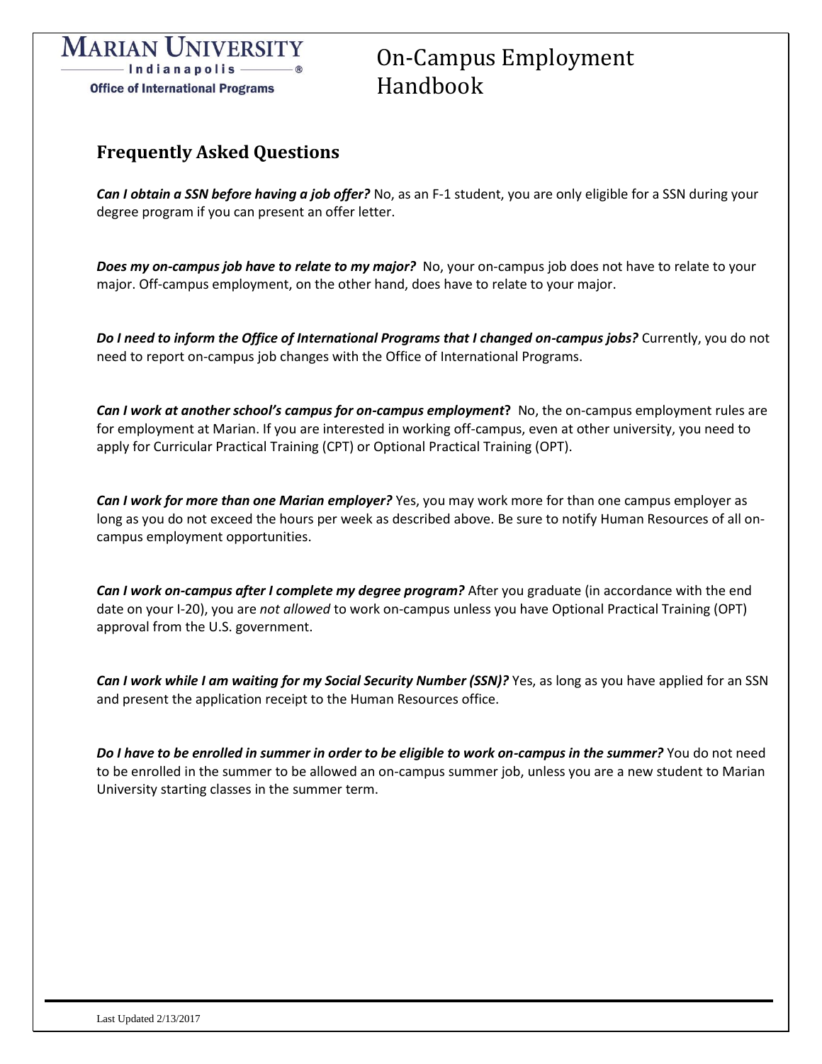## Frequently Asked Questions

***Can I obtain a SSN before having a job offer?*** No, as an F-1 student, you are only eligible for a SSN during your degree program if you can present an offer letter.

***Does my on-campus job have to relate to my major?*** No, your on-campus job does not have to relate to your major. Off-campus employment, on the other hand, does have to relate to your major.

***Do I need to inform the Office of International Programs that I changed on-campus jobs?*** Currently, you do not need to report on-campus job changes with the Office of International Programs.

***Can I work at another school's campus for on-campus employment*?** No, the on-campus employment rules are for employment at Marian. If you are interested in working off-campus, even at other university, you need to apply for Curricular Practical Training (CPT) or Optional Practical Training (OPT).

***Can I work for more than one Marian employer?*** Yes, you may work more for than one campus employer as long as you do not exceed the hours per week as described above. Be sure to notify Human Resources of all on-campus employment opportunities.

***Can I work on-campus after I complete my degree program?*** After you graduate (in accordance with the end date on your I-20), you are *not allowed* to work on-campus unless you have Optional Practical Training (OPT) approval from the U.S. government.

***Can I work while I am waiting for my Social Security Number (SSN)?*** Yes, as long as you have applied for an SSN and present the application receipt to the Human Resources office.

***Do I have to be enrolled in summer in order to be eligible to work on-campus in the summer?*** You do not need to be enrolled in the summer to be allowed an on-campus summer job, unless you are a new student to Marian University starting classes in the summer term.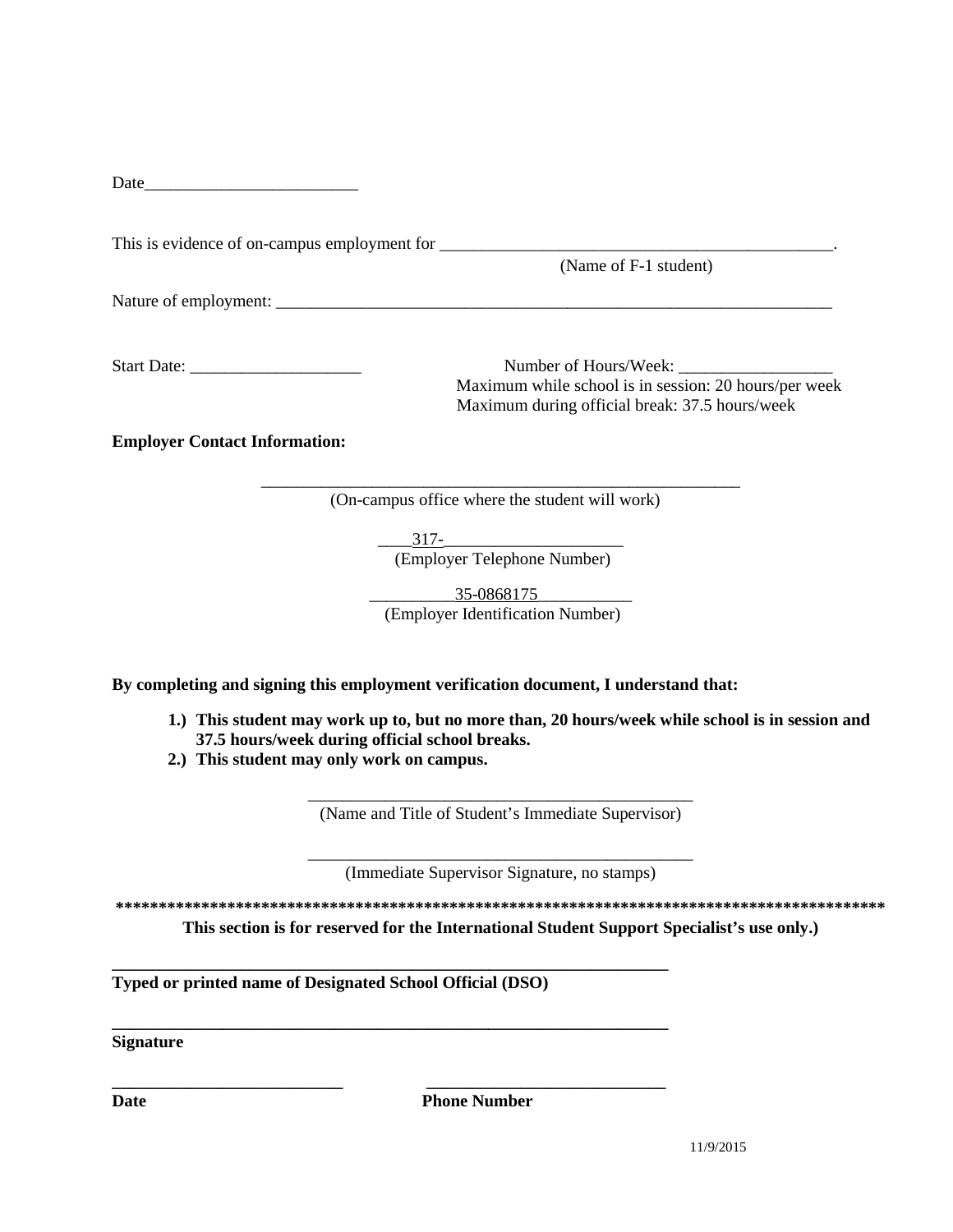Date_________________________

This is evidence of on-campus employment for ______________________________________________.
(Name of F-1 student)

Nature of employment: ___________________________________________________________________

Start Date: ____________________

Number of Hours/Week: _________________
Maximum while school is in session: 20 hours/per week
Maximum during official break: 37.5 hours/week

**Employer Contact Information:**

_________________________________________________________
(On-campus office where the student will work)

____317-_____________________
(Employer Telephone Number)

__________35-0868175___________
(Employer Identification Number)

**By completing and signing this employment verification document, I understand that:**

1.) **This student may work up to, but no more than, 20 hours/week while school is in session and 37.5 hours/week during official school breaks.**
2.) **This student may only work on campus.**

______________________________________________
(Name and Title of Student's Immediate Supervisor)

______________________________________________
(Immediate Supervisor Signature, no stamps)

**********************************************************************************************

**This section is for reserved for the International Student Support Specialist's use only.)**

__________________________________________________________________

**Typed or printed name of Designated School Official (DSO)**

__________________________________________________________________

**Signature**

___________________________

**Date**

___________________________

**Phone Number**

11/9/2015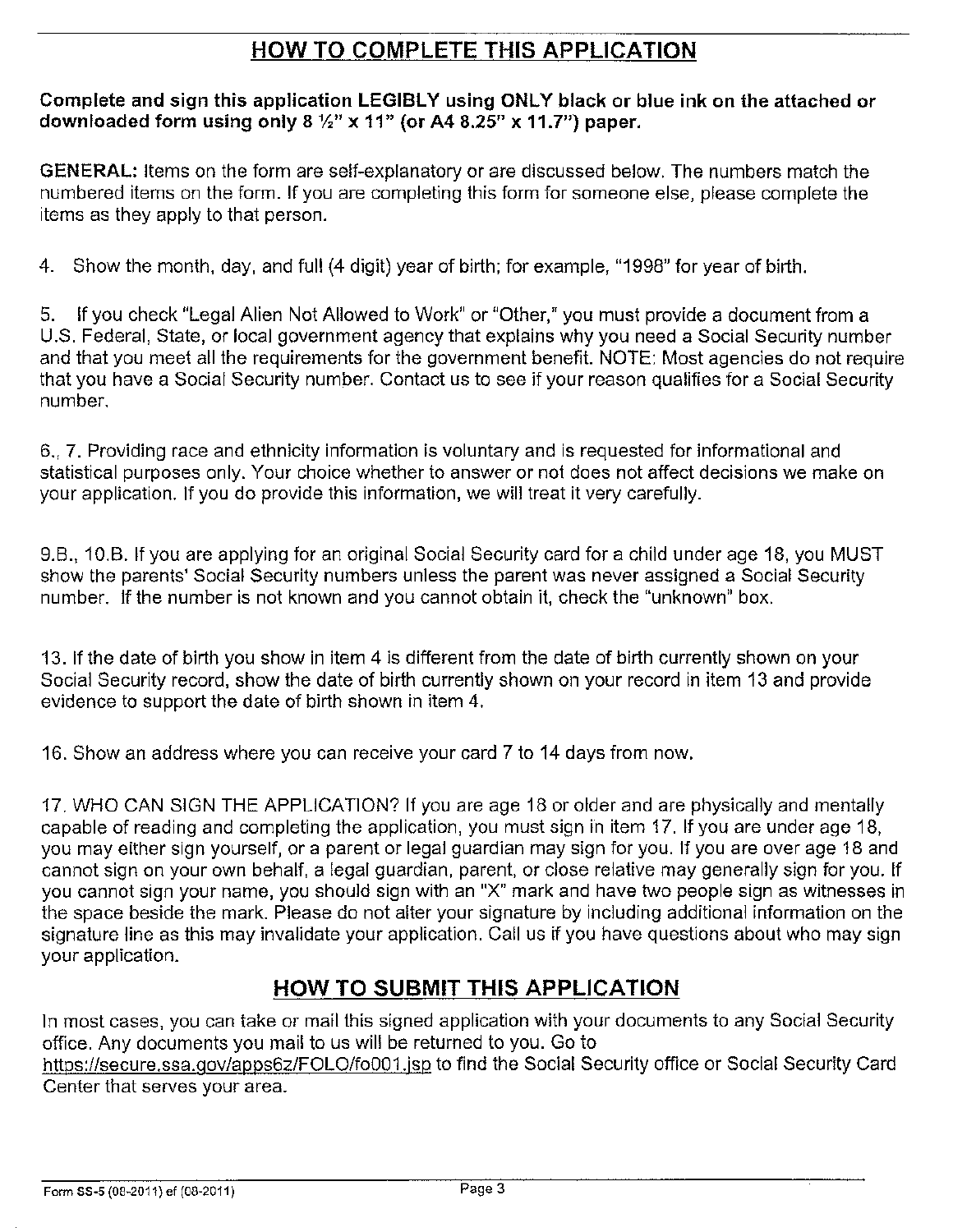## HOW TO COMPLETE THIS APPLICATION

**Complete and sign this application LEGIBLY using ONLY black or blue ink on the attached or downloaded form using only 8 ½" x 11" (or A4 8.25" x 11.7") paper.**

**GENERAL:** Items on the form are self-explanatory or are discussed below. The numbers match the numbered items on the form. If you are completing this form for someone else, please complete the items as they apply to that person.

4. Show the month, day, and full (4 digit) year of birth; for example, "1998" for year of birth.

5. If you check "Legal Alien Not Allowed to Work" or "Other," you must provide a document from a U.S. Federal, State, or local government agency that explains why you need a Social Security number and that you meet all the requirements for the government benefit. NOTE: Most agencies do not require that you have a Social Security number. Contact us to see if your reason qualifies for a Social Security number.

6., 7. Providing race and ethnicity information is voluntary and is requested for informational and statistical purposes only. Your choice whether to answer or not does not affect decisions we make on your application. If you do provide this information, we will treat it very carefully.

9.B., 10.B. If you are applying for an original Social Security card for a child under age 18, you MUST show the parents' Social Security numbers unless the parent was never assigned a Social Security number. If the number is not known and you cannot obtain it, check the "unknown" box.

13. If the date of birth you show in item 4 is different from the date of birth currently shown on your Social Security record, show the date of birth currently shown on your record in item 13 and provide evidence to support the date of birth shown in item 4.

16. Show an address where you can receive your card 7 to 14 days from now.

17. WHO CAN SIGN THE APPLICATION? If you are age 18 or older and are physically and mentally capable of reading and completing the application, you must sign in item 17. If you are under age 18, you may either sign yourself, or a parent or legal guardian may sign for you. If you are over age 18 and cannot sign on your own behalf, a legal guardian, parent, or close relative may generally sign for you. If you cannot sign your name, you should sign with an "X" mark and have two people sign as witnesses in the space beside the mark. Please do not alter your signature by including additional information on the signature line as this may invalidate your application. Call us if you have questions about who may sign your application.

## HOW TO SUBMIT THIS APPLICATION

In most cases, you can take or mail this signed application with your documents to any Social Security office. Any documents you mail to us will be returned to you. Go to https://secure.ssa.gov/apps6z/FOLO/fo001.jsp to find the Social Security office or Social Security Card Center that serves your area.

Form SS-5 (08-2011) ef (08-2011)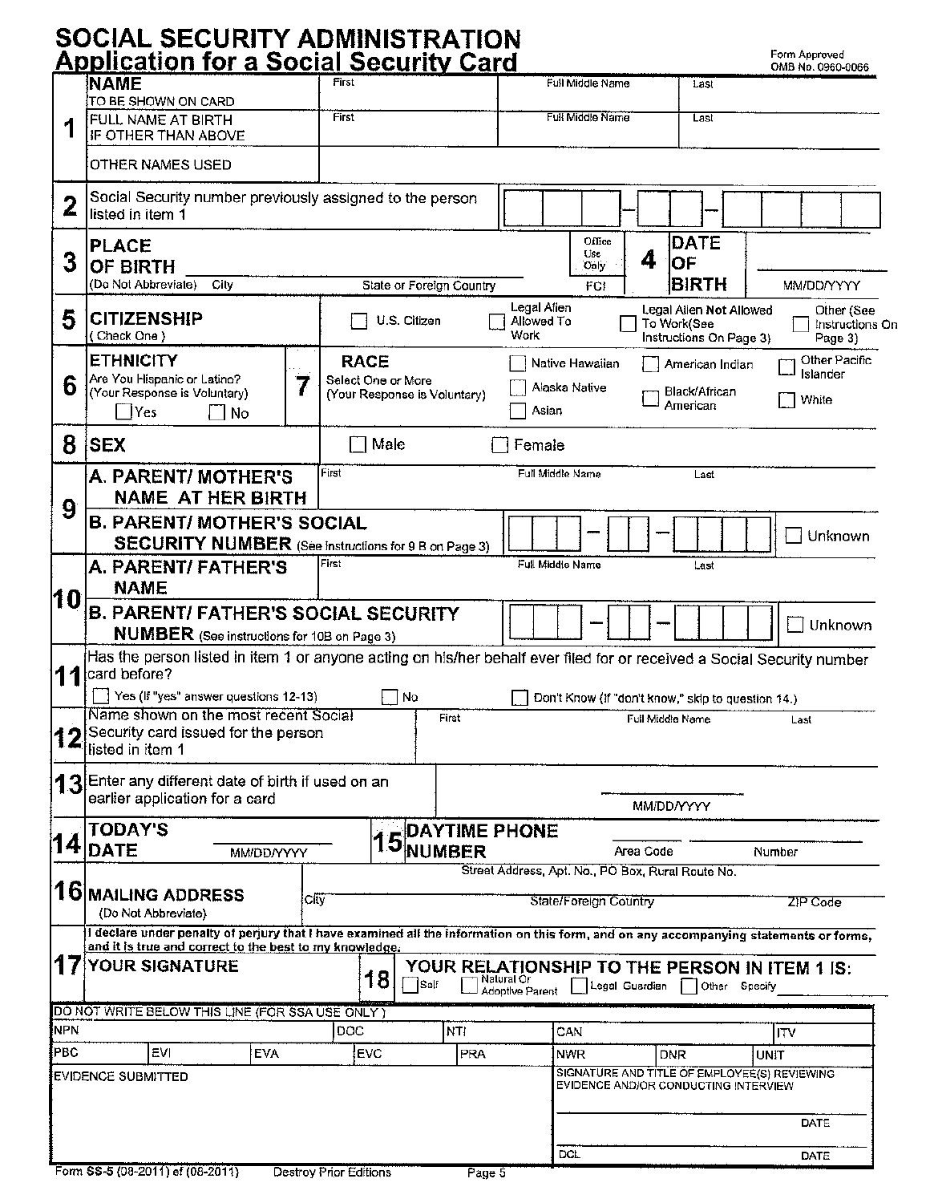# SOCIAL SECURITY ADMINISTRATION
## Application for a Social Security Card

Form Approved
OMB No. 0960-0066

**1**

| | | | |
|---|---|---|---|
| **NAME** TO BE SHOWN ON CARD | First | Full Middle Name | Last |
| FULL NAME AT BIRTH IF OTHER THAN ABOVE | First | Full Middle Name | Last |
| OTHER NAMES USED | | | |

**2** Social Security number previously assigned to the person listed in item 1 ☐☐☐–☐☐–☐☐☐☐

**3** **PLACE OF BIRTH** (Do Not Abbreviate) City ____ State or Foreign Country ____ Office Use Only FCI

**4** **DATE OF BIRTH** ____ MM/DD/YYYY

**5** **CITIZENSHIP** (Check One) ☐ U.S. Citizen ☐ Legal Alien Allowed To Work ☐ Legal Alien **Not** Allowed To Work(See Instructions On Page 3) ☐ Other (See Instructions On Page 3)

**6** **ETHNICITY** Are You Hispanic or Latino? (Your Response is Voluntary) ☐ Yes ☐ No

**7** **RACE** Select One or More (Your Response is Voluntary) ☐ Native Hawaiian ☐ Alaska Native ☐ Asian ☐ American Indian ☐ Black/African American ☐ Other Pacific Islander ☐ White

**8** **SEX** ☐ Male ☐ Female

**9**

**A. PARENT/ MOTHER'S NAME AT HER BIRTH** First ____ Full Middle Name ____ Last ____

**B. PARENT/ MOTHER'S SOCIAL SECURITY NUMBER** (See instructions for 9 B on Page 3) ☐☐☐–☐☐–☐☐☐☐ ☐ Unknown

**10**

**A. PARENT/ FATHER'S NAME** First ____ Full Middle Name ____ Last ____

**B. PARENT/ FATHER'S SOCIAL SECURITY NUMBER** (See instructions for 10B on Page 3) ☐☐☐–☐☐–☐☐☐☐ ☐ Unknown

**11** Has the person listed in item 1 or anyone acting on his/her behalf ever filed for or received a Social Security number card before?
☐ Yes (If "yes" answer questions 12-13) ☐ No ☐ Don't Know (If "don't know," skip to question 14.)

**12** Name shown on the most recent Social Security card issued for the person listed in item 1 First ____ Full Middle Name ____ Last ____

**13** Enter any different date of birth if used on an earlier application for a card ____ MM/DD/YYYY

**14** **TODAY'S DATE** ____ MM/DD/YYYY

**15** **DAYTIME PHONE NUMBER** ____ Area Code ____ Number

**16** **MAILING ADDRESS** (Do Not Abbreviate)
Street Address, Apt. No., PO Box, Rural Route No.
City ____ State/Foreign Country ____ ZIP Code ____

I declare under penalty of perjury that I have examined all the information on this form, and on any accompanying statements or forms, and it is true and correct to the best to my knowledge.

**17** **YOUR SIGNATURE**

**18** **YOUR RELATIONSHIP TO THE PERSON IN ITEM 1 IS:** ☐ Self ☐ Natural Or Adoptive Parent ☐ Legal Guardian ☐ Other Specify ____

DO NOT WRITE BELOW THIS LINE (FOR SSA USE ONLY)

| | | | | | | | |
|---|---|---|---|---|---|---|---|
| NPN | | | DOC | NTI | CAN | | ITV |
| PBC | EVI | EVA | EVC | PRA | NWR | DNR | UNIT |

EVIDENCE SUBMITTED

SIGNATURE AND TITLE OF EMPLOYEE(S) REVIEWING EVIDENCE AND/OR CONDUCTING INTERVIEW

DATE

DCL

DATE

Form SS-5 (08-2011) ef (08-2011) Destroy Prior Editions